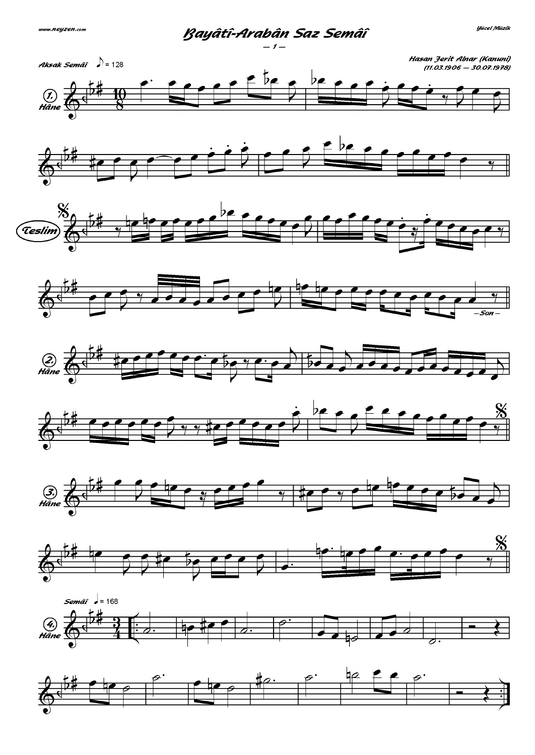# Bayâtî-Arabân Saz Semâî

— 1 —

Hasan Ferit Alnar (Kanunî)
(11.03.1906 — 30.07.1978)

Aksak Semâî ♪ = 128

1. Hâne

Teslim

— Son —

2. Hâne

3. Hâne

Semâî ♩ = 168

4. Hâne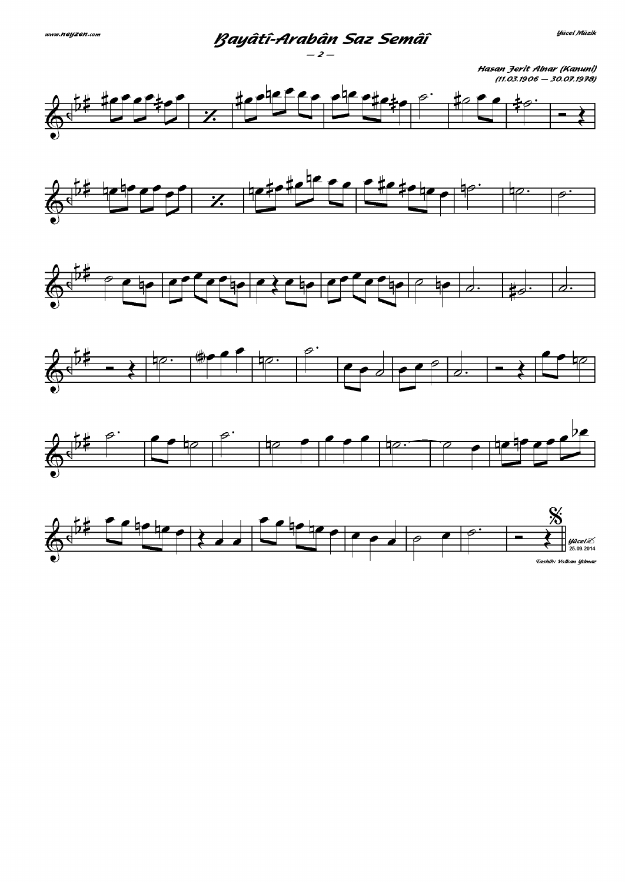# Bayâtî-Arabân Saz Semâî

**Hasan Ferit Alnar (Kanuni)**
*(11.03.1906 — 30.07.1978)*

Yücel 25.09.2014

Tashih: Volkan Yılmaz